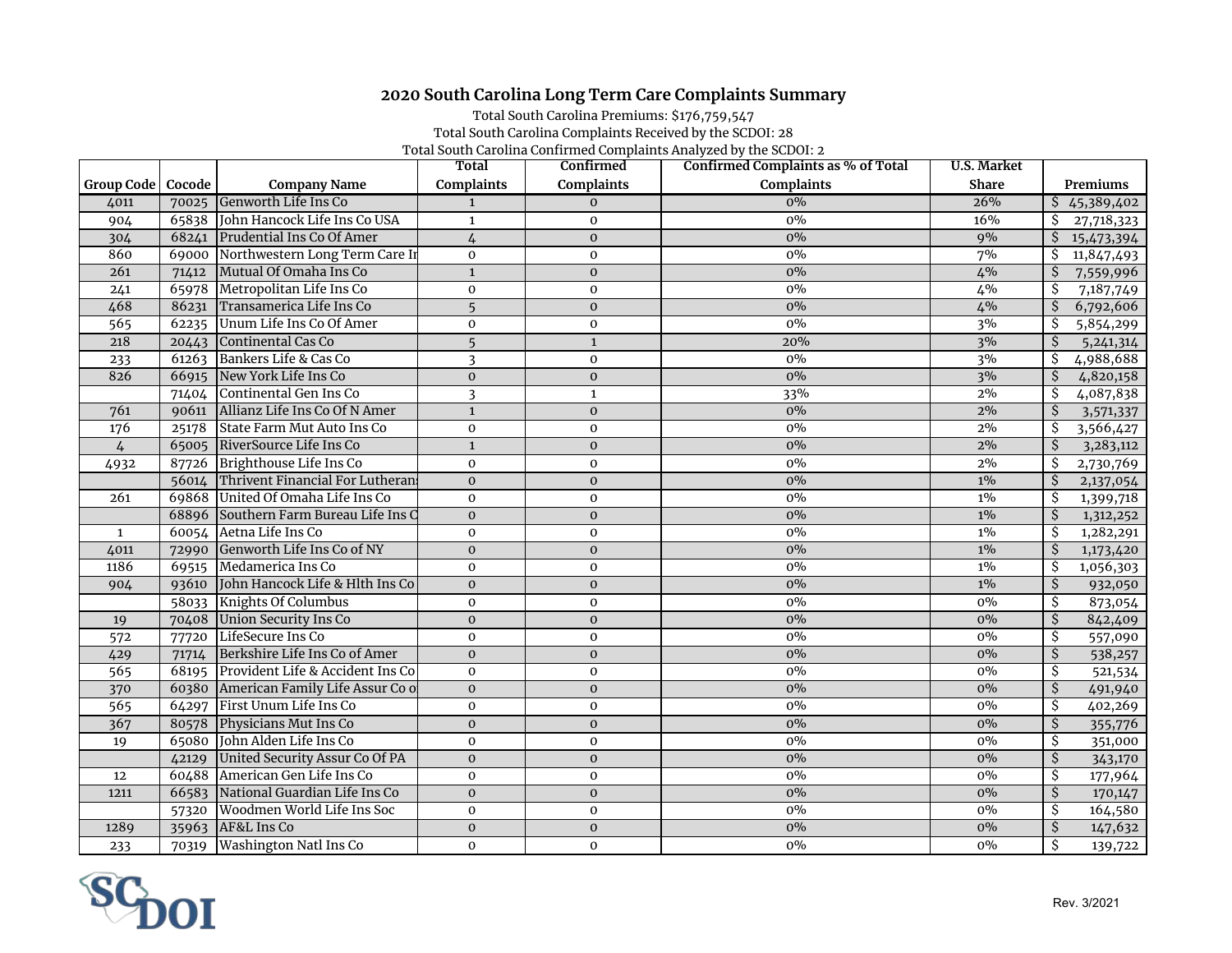# 2020 South Carolina Long Term Care Complaints Summary

Total South Carolina Premiums: $176,759,547

Total South Carolina Complaints Received by the SCDOI: 28

Total South Carolina Confirmed Complaints Analyzed by the SCDOI: 2

| Group Code | Cocode | Company Name | Total Complaints | Confirmed Complaints | Confirmed Complaints as % of Total Complaints | U.S. Market Share | Premiums |
|---|---|---|---|---|---|---|---|
| 4011 | 70025 | Genworth Life Ins Co | 1 | 0 | 0% | 26% | $ 45,389,402 |
| 904 | 65838 | John Hancock Life Ins Co USA | 1 | 0 | 0% | 16% | $ 27,718,323 |
| 304 | 68241 | Prudential Ins Co Of Amer | 4 | 0 | 0% | 9% | $ 15,473,394 |
| 860 | 69000 | Northwestern Long Term Care In | 0 | 0 | 0% | 7% | $ 11,847,493 |
| 261 | 71412 | Mutual Of Omaha Ins Co | 1 | 0 | 0% | 4% | $ 7,559,996 |
| 241 | 65978 | Metropolitan Life Ins Co | 0 | 0 | 0% | 4% | $ 7,187,749 |
| 468 | 86231 | Transamerica Life Ins Co | 5 | 0 | 0% | 4% | $ 6,792,606 |
| 565 | 62235 | Unum Life Ins Co Of Amer | 0 | 0 | 0% | 3% | $ 5,854,299 |
| 218 | 20443 | Continental Cas Co | 5 | 1 | 20% | 3% | $ 5,241,314 |
| 233 | 61263 | Bankers Life & Cas Co | 3 | 0 | 0% | 3% | $ 4,988,688 |
| 826 | 66915 | New York Life Ins Co | 0 | 0 | 0% | 3% | $ 4,820,158 |
| | 71404 | Continental Gen Ins Co | 3 | 1 | 33% | 2% | $ 4,087,838 |
| 761 | 90611 | Allianz Life Ins Co Of N Amer | 1 | 0 | 0% | 2% | $ 3,571,337 |
| 176 | 25178 | State Farm Mut Auto Ins Co | 0 | 0 | 0% | 2% | $ 3,566,427 |
| 4 | 65005 | RiverSource Life Ins Co | 1 | 0 | 0% | 2% | $ 3,283,112 |
| 4932 | 87726 | Brighthouse Life Ins Co | 0 | 0 | 0% | 2% | $ 2,730,769 |
| | 56014 | Thrivent Financial For Lutheran | 0 | 0 | 0% | 1% | $ 2,137,054 |
| 261 | 69868 | United Of Omaha Life Ins Co | 0 | 0 | 0% | 1% | $ 1,399,718 |
| | 68896 | Southern Farm Bureau Life Ins C | 0 | 0 | 0% | 1% | $ 1,312,252 |
| 1 | 60054 | Aetna Life Ins Co | 0 | 0 | 0% | 1% | $ 1,282,291 |
| 4011 | 72990 | Genworth Life Ins Co of NY | 0 | 0 | 0% | 1% | $ 1,173,420 |
| 1186 | 69515 | Medamerica Ins Co | 0 | 0 | 0% | 1% | $ 1,056,303 |
| 904 | 93610 | John Hancock Life & Hlth Ins Co | 0 | 0 | 0% | 1% | $ 932,050 |
| | 58033 | Knights Of Columbus | 0 | 0 | 0% | 0% | $ 873,054 |
| 19 | 70408 | Union Security Ins Co | 0 | 0 | 0% | 0% | $ 842,409 |
| 572 | 77720 | LifeSecure Ins Co | 0 | 0 | 0% | 0% | $ 557,090 |
| 429 | 71714 | Berkshire Life Ins Co of Amer | 0 | 0 | 0% | 0% | $ 538,257 |
| 565 | 68195 | Provident Life & Accident Ins Co | 0 | 0 | 0% | 0% | $ 521,534 |
| 370 | 60380 | American Family Life Assur Co o | 0 | 0 | 0% | 0% | $ 491,940 |
| 565 | 64297 | First Unum Life Ins Co | 0 | 0 | 0% | 0% | $ 402,269 |
| 367 | 80578 | Physicians Mut Ins Co | 0 | 0 | 0% | 0% | $ 355,776 |
| 19 | 65080 | John Alden Life Ins Co | 0 | 0 | 0% | 0% | $ 351,000 |
| | 42129 | United Security Assur Co Of PA | 0 | 0 | 0% | 0% | $ 343,170 |
| 12 | 60488 | American Gen Life Ins Co | 0 | 0 | 0% | 0% | $ 177,964 |
| 1211 | 66583 | National Guardian Life Ins Co | 0 | 0 | 0% | 0% | $ 170,147 |
| | 57320 | Woodmen World Life Ins Soc | 0 | 0 | 0% | 0% | $ 164,580 |
| 1289 | 35963 | AF&L Ins Co | 0 | 0 | 0% | 0% | $ 147,632 |
| 233 | 70319 | Washington Natl Ins Co | 0 | 0 | 0% | 0% | $ 139,722 |

SCDOI

Rev. 3/2021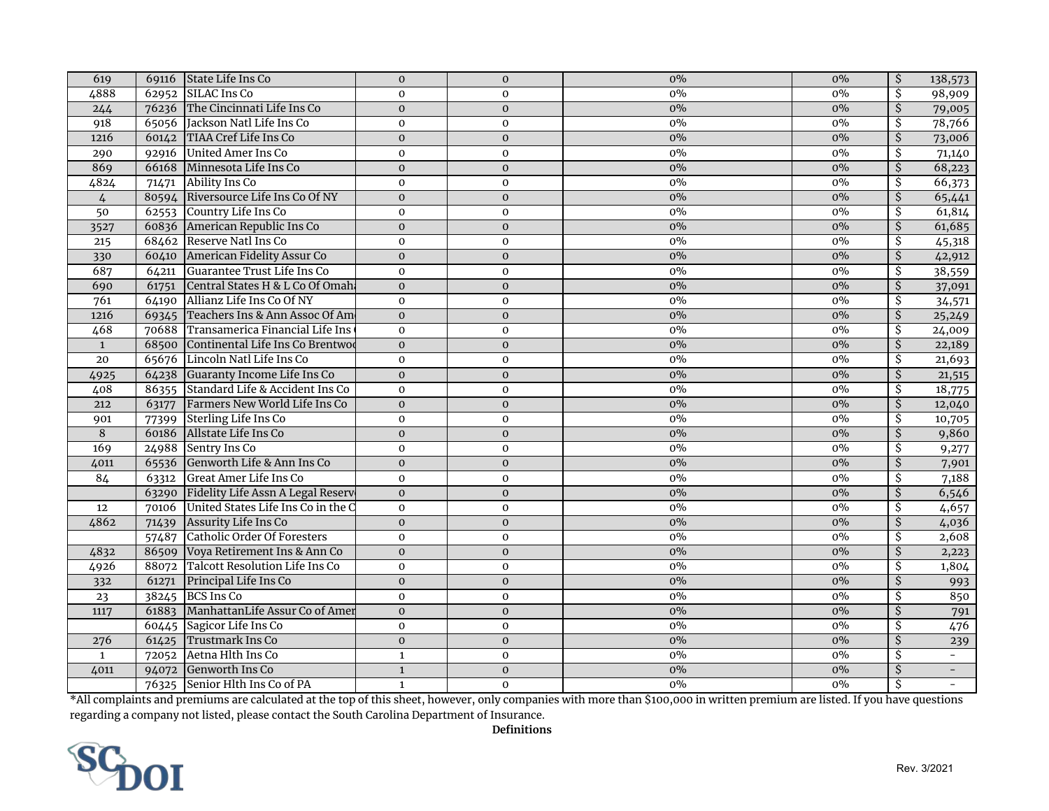| | | | | | | | | |
|---|---|---|---|---|---|---|---|---|
| 619 | 69116 | State Life Ins Co | 0 | 0 | 0% | 0% | $ | 138,573 |
| 4888 | 62952 | SILAC Ins Co | 0 | 0 | 0% | 0% | $ | 98,909 |
| 244 | 76236 | The Cincinnati Life Ins Co | 0 | 0 | 0% | 0% | $ | 79,005 |
| 918 | 65056 | Jackson Natl Life Ins Co | 0 | 0 | 0% | 0% | $ | 78,766 |
| 1216 | 60142 | TIAA Cref Life Ins Co | 0 | 0 | 0% | 0% | $ | 73,006 |
| 290 | 92916 | United Amer Ins Co | 0 | 0 | 0% | 0% | $ | 71,140 |
| 869 | 66168 | Minnesota Life Ins Co | 0 | 0 | 0% | 0% | $ | 68,223 |
| 4824 | 71471 | Ability Ins Co | 0 | 0 | 0% | 0% | $ | 66,373 |
| 4 | 80594 | Riversource Life Ins Co Of NY | 0 | 0 | 0% | 0% | $ | 65,441 |
| 50 | 62553 | Country Life Ins Co | 0 | 0 | 0% | 0% | $ | 61,814 |
| 3527 | 60836 | American Republic Ins Co | 0 | 0 | 0% | 0% | $ | 61,685 |
| 215 | 68462 | Reserve Natl Ins Co | 0 | 0 | 0% | 0% | $ | 45,318 |
| 330 | 60410 | American Fidelity Assur Co | 0 | 0 | 0% | 0% | $ | 42,912 |
| 687 | 64211 | Guarantee Trust Life Ins Co | 0 | 0 | 0% | 0% | $ | 38,559 |
| 690 | 61751 | Central States H & L Co Of Omaha | 0 | 0 | 0% | 0% | $ | 37,091 |
| 761 | 64190 | Allianz Life Ins Co Of NY | 0 | 0 | 0% | 0% | $ | 34,571 |
| 1216 | 69345 | Teachers Ins & Ann Assoc Of Am | 0 | 0 | 0% | 0% | $ | 25,249 |
| 468 | 70688 | Transamerica Financial Life Ins | 0 | 0 | 0% | 0% | $ | 24,009 |
| 1 | 68500 | Continental Life Ins Co Brentwoo | 0 | 0 | 0% | 0% | $ | 22,189 |
| 20 | 65676 | Lincoln Natl Life Ins Co | 0 | 0 | 0% | 0% | $ | 21,693 |
| 4925 | 64238 | Guaranty Income Life Ins Co | 0 | 0 | 0% | 0% | $ | 21,515 |
| 408 | 86355 | Standard Life & Accident Ins Co | 0 | 0 | 0% | 0% | $ | 18,775 |
| 212 | 63177 | Farmers New World Life Ins Co | 0 | 0 | 0% | 0% | $ | 12,040 |
| 901 | 77399 | Sterling Life Ins Co | 0 | 0 | 0% | 0% | $ | 10,705 |
| 8 | 60186 | Allstate Life Ins Co | 0 | 0 | 0% | 0% | $ | 9,860 |
| 169 | 24988 | Sentry Ins Co | 0 | 0 | 0% | 0% | $ | 9,277 |
| 4011 | 65536 | Genworth Life & Ann Ins Co | 0 | 0 | 0% | 0% | $ | 7,901 |
| 84 | 63312 | Great Amer Life Ins Co | 0 | 0 | 0% | 0% | $ | 7,188 |
| | 63290 | Fidelity Life Assn A Legal Reserv | 0 | 0 | 0% | 0% | $ | 6,546 |
| 12 | 70106 | United States Life Ins Co in the C | 0 | 0 | 0% | 0% | $ | 4,657 |
| 4862 | 71439 | Assurity Life Ins Co | 0 | 0 | 0% | 0% | $ | 4,036 |
| | 57487 | Catholic Order Of Foresters | 0 | 0 | 0% | 0% | $ | 2,608 |
| 4832 | 86509 | Voya Retirement Ins & Ann Co | 0 | 0 | 0% | 0% | $ | 2,223 |
| 4926 | 88072 | Talcott Resolution Life Ins Co | 0 | 0 | 0% | 0% | $ | 1,804 |
| 332 | 61271 | Principal Life Ins Co | 0 | 0 | 0% | 0% | $ | 993 |
| 23 | 38245 | BCS Ins Co | 0 | 0 | 0% | 0% | $ | 850 |
| 1117 | 61883 | ManhattanLife Assur Co of Amer | 0 | 0 | 0% | 0% | $ | 791 |
| | 60445 | Sagicor Life Ins Co | 0 | 0 | 0% | 0% | $ | 476 |
| 276 | 61425 | Trustmark Ins Co | 0 | 0 | 0% | 0% | $ | 239 |
| 1 | 72052 | Aetna Hlth Ins Co | 1 | 0 | 0% | 0% | $ | - |
| 4011 | 94072 | Genworth Ins Co | 1 | 0 | 0% | 0% | $ | - |
| | 76325 | Senior Hlth Ins Co of PA | 1 | 0 | 0% | 0% | $ | - |

*All complaints and premiums are calculated at the top of this sheet, however, only companies with more than $100,000 in written premium are listed. If you have questions regarding a company not listed, please contact the South Carolina Department of Insurance.

**Definitions**

SCDOI

Rev. 3/2021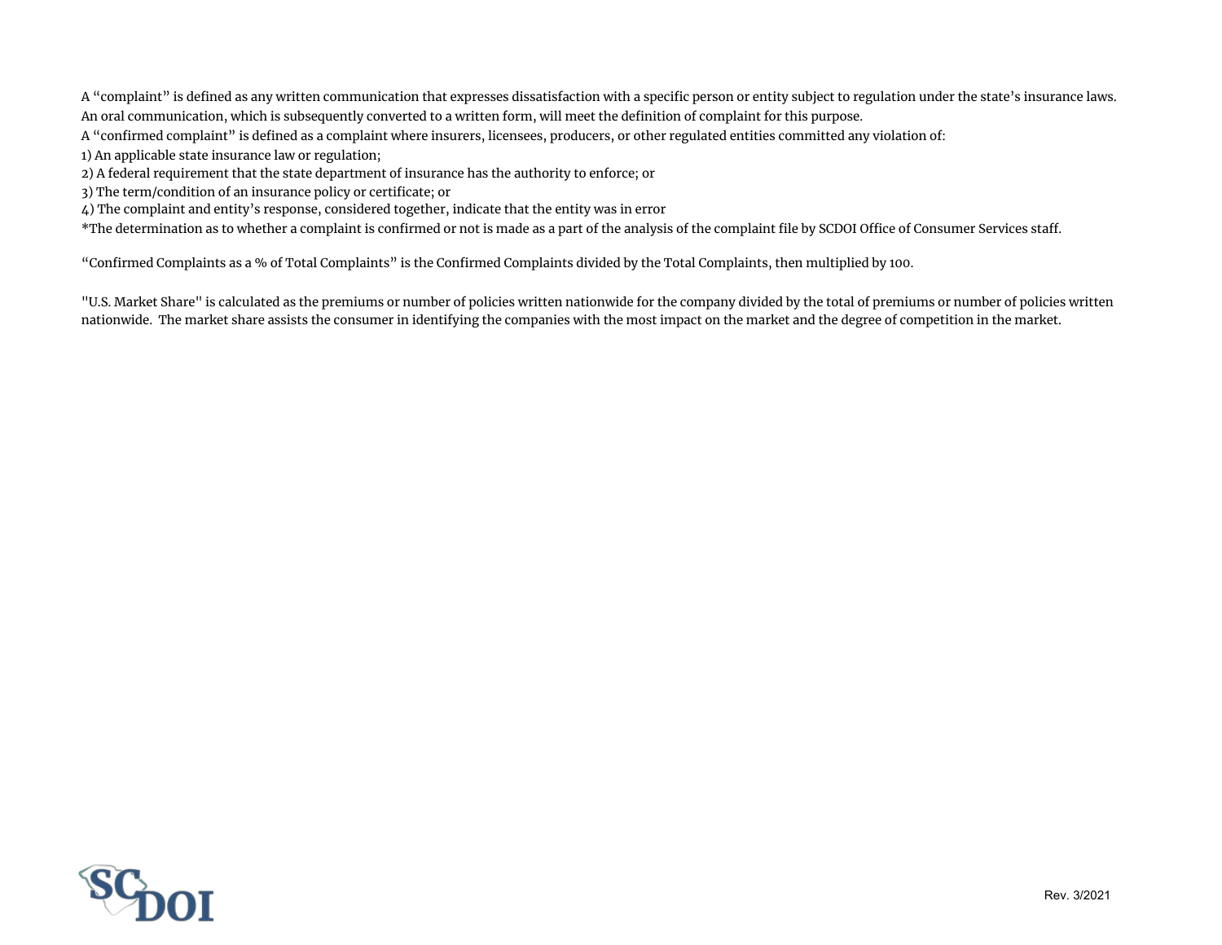A “complaint” is defined as any written communication that expresses dissatisfaction with a specific person or entity subject to regulation under the state’s insurance laws. An oral communication, which is subsequently converted to a written form, will meet the definition of complaint for this purpose.

A “confirmed complaint” is defined as a complaint where insurers, licensees, producers, or other regulated entities committed any violation of:

1) An applicable state insurance law or regulation;
2) A federal requirement that the state department of insurance has the authority to enforce; or
3) The term/condition of an insurance policy or certificate; or
4) The complaint and entity’s response, considered together, indicate that the entity was in error

*The determination as to whether a complaint is confirmed or not is made as a part of the analysis of the complaint file by SCDOI Office of Consumer Services staff.

“Confirmed Complaints as a % of Total Complaints” is the Confirmed Complaints divided by the Total Complaints, then multiplied by 100.

"U.S. Market Share" is calculated as the premiums or number of policies written nationwide for the company divided by the total of premiums or number of policies written nationwide. The market share assists the consumer in identifying the companies with the most impact on the market and the degree of competition in the market.

SCDOI

Rev. 3/2021